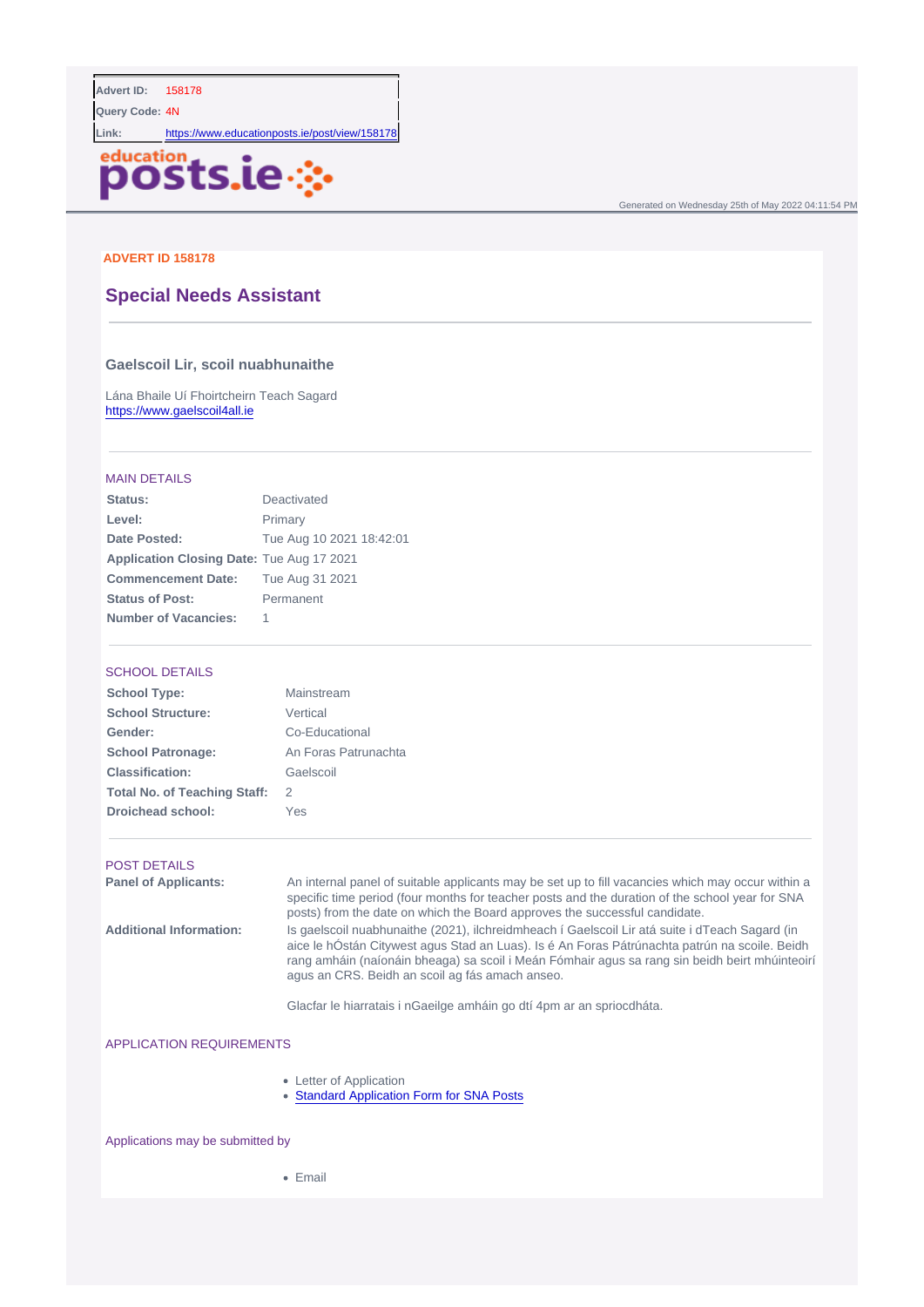| | |
|---|---|
| **Advert ID:** | 158178 |
| **Query Code:** | 4N |
| **Link:** | https://www.educationposts.ie/post/view/158178 |

educationposts.ie

Generated on Wednesday 25th of May 2022 04:11:54 PM

ADVERT ID 158178

# Special Needs Assistant

### Gaelscoil Lir, scoil nuabhunaithe

Lána Bhaile Uí Fhoirtcheirn Teach Sagard
https://www.gaelscoil4all.ie

## MAIN DETAILS

| | |
|---|---|
| **Status:** | Deactivated |
| **Level:** | Primary |
| **Date Posted:** | Tue Aug 10 2021 18:42:01 |
| **Application Closing Date:** | Tue Aug 17 2021 |
| **Commencement Date:** | Tue Aug 31 2021 |
| **Status of Post:** | Permanent |
| **Number of Vacancies:** | 1 |

## SCHOOL DETAILS

| | |
|---|---|
| **School Type:** | Mainstream |
| **School Structure:** | Vertical |
| **Gender:** | Co-Educational |
| **School Patronage:** | An Foras Patrunachta |
| **Classification:** | Gaelscoil |
| **Total No. of Teaching Staff:** | 2 |
| **Droichead school:** | Yes |

## POST DETAILS

**Panel of Applicants:** An internal panel of suitable applicants may be set up to fill vacancies which may occur within a specific time period (four months for teacher posts and the duration of the school year for SNA posts) from the date on which the Board approves the successful candidate.

**Additional Information:** Is gaelscoil nuabhunaithe (2021), ilchreidmheach í Gaelscoil Lir atá suite i dTeach Sagard (in aice le hÓstán Citywest agus Stad an Luas). Is é An Foras Pátrúnachta patrún na scoile. Beidh rang amháin (naíonáin bheaga) sa scoil i Meán Fómhair agus sa rang sin beidh beirt mhúinteoirí agus an CRS. Beidh an scoil ag fás amach anseo.

Glacfar le hiarratais i nGaeilge amháin go dtí 4pm ar an spriocdháta.

## APPLICATION REQUIREMENTS

- Letter of Application
- Standard Application Form for SNA Posts

## Applications may be submitted by

- Email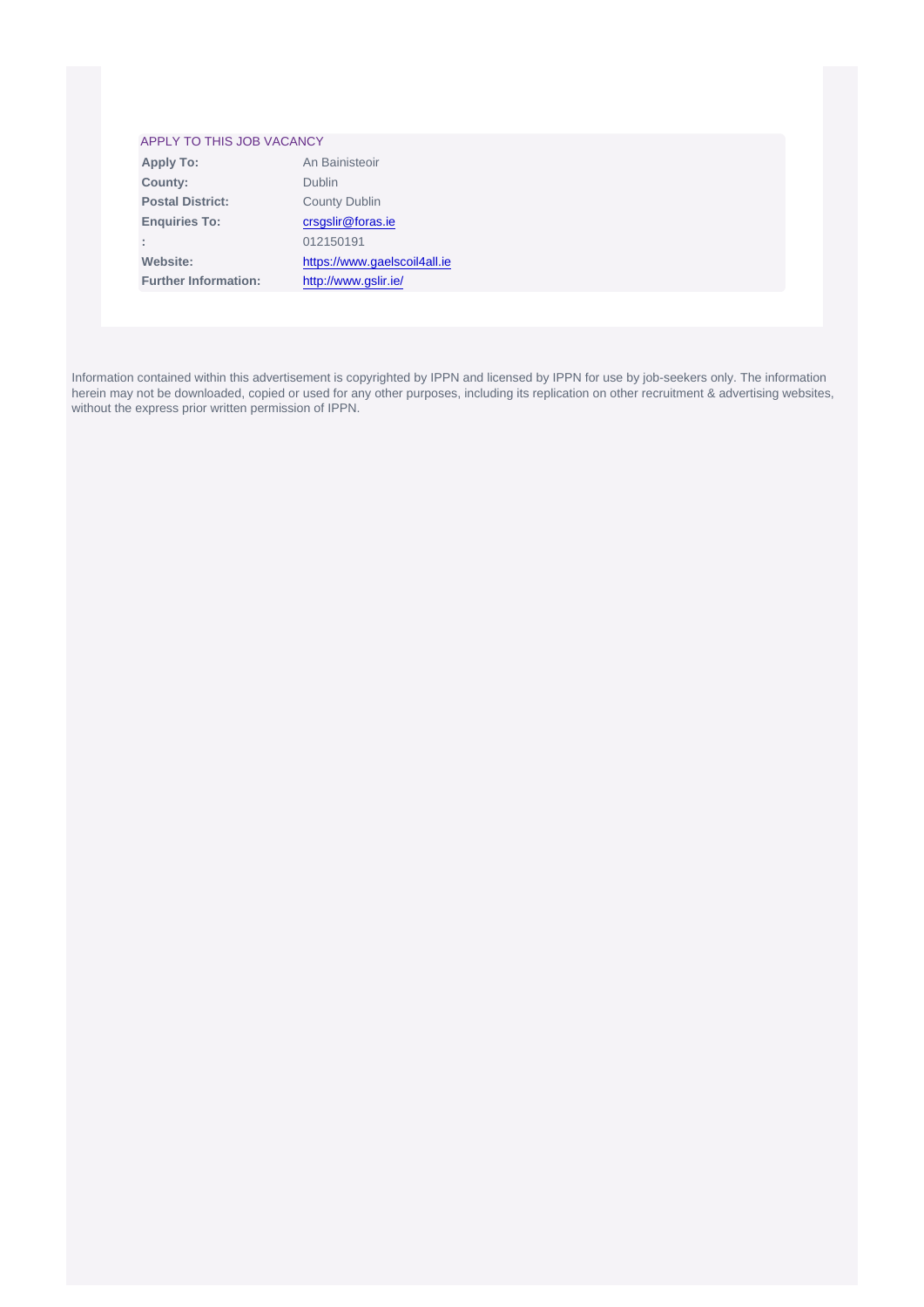## APPLY TO THIS JOB VACANCY

| | |
|---|---|
| **Apply To:** | An Bainisteoir |
| **County:** | Dublin |
| **Postal District:** | County Dublin |
| **Enquiries To:** | crsgslir@foras.ie |
| **:** | 012150191 |
| **Website:** | https://www.gaelscoil4all.ie |
| **Further Information:** | http://www.gslir.ie/ |

Information contained within this advertisement is copyrighted by IPPN and licensed by IPPN for use by job-seekers only. The information herein may not be downloaded, copied or used for any other purposes, including its replication on other recruitment & advertising websites, without the express prior written permission of IPPN.